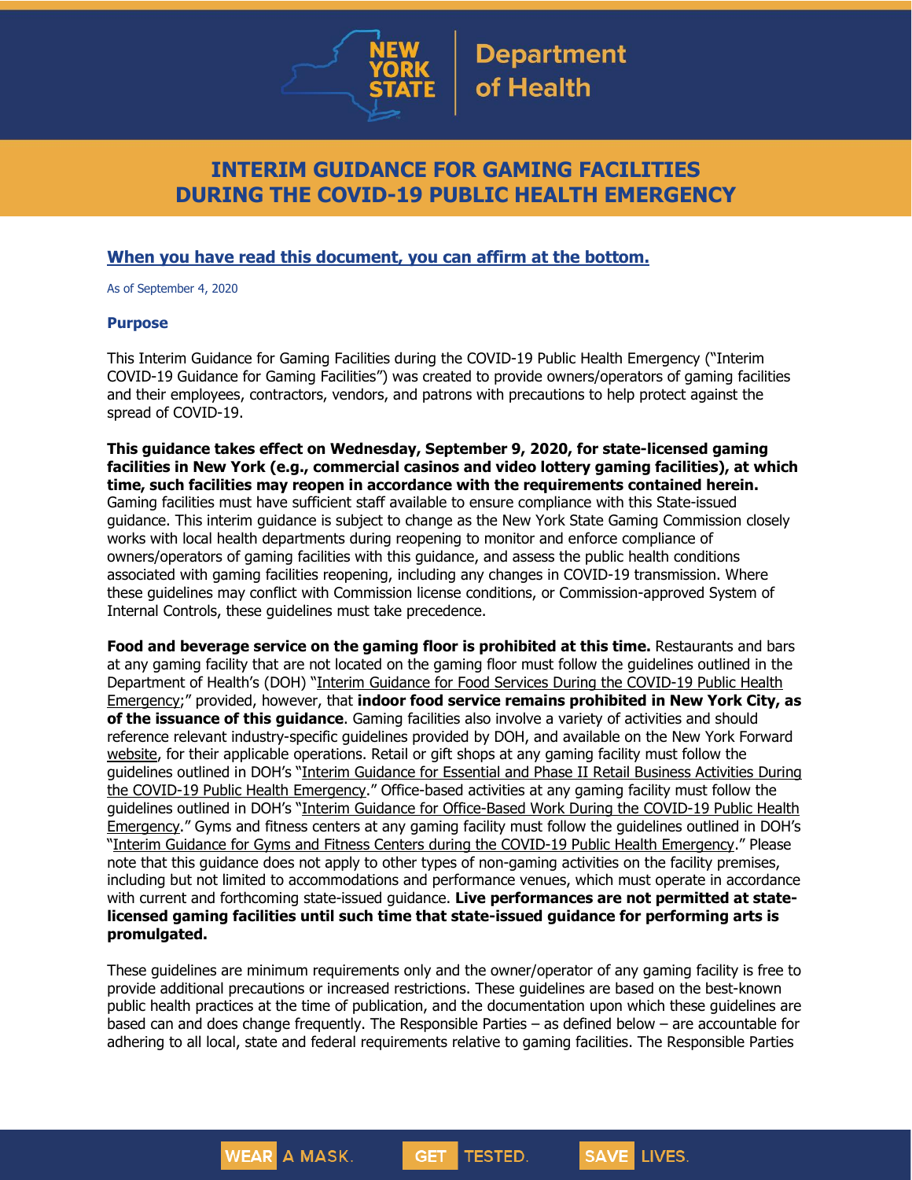# INTERIM GUIDANCE FOR GAMING FACILITIES DURING THE COVID-19 PUBLIC HEALTH EMERGENCY

**When you have read this document, you can affirm at the bottom.**

As of September 4, 2020

### Purpose

This Interim Guidance for Gaming Facilities during the COVID-19 Public Health Emergency ("Interim COVID-19 Guidance for Gaming Facilities") was created to provide owners/operators of gaming facilities and their employees, contractors, vendors, and patrons with precautions to help protect against the spread of COVID-19.

**This guidance takes effect on Wednesday, September 9, 2020, for state-licensed gaming facilities in New York (e.g., commercial casinos and video lottery gaming facilities), at which time, such facilities may reopen in accordance with the requirements contained herein.** Gaming facilities must have sufficient staff available to ensure compliance with this State-issued guidance. This interim guidance is subject to change as the New York State Gaming Commission closely works with local health departments during reopening to monitor and enforce compliance of owners/operators of gaming facilities with this guidance, and assess the public health conditions associated with gaming facilities reopening, including any changes in COVID-19 transmission. Where these guidelines may conflict with Commission license conditions, or Commission-approved System of Internal Controls, these guidelines must take precedence.

**Food and beverage service on the gaming floor is prohibited at this time.** Restaurants and bars at any gaming facility that are not located on the gaming floor must follow the guidelines outlined in the Department of Health's (DOH) "Interim Guidance for Food Services During the COVID-19 Public Health Emergency;" provided, however, that **indoor food service remains prohibited in New York City, as of the issuance of this guidance**. Gaming facilities also involve a variety of activities and should reference relevant industry-specific guidelines provided by DOH, and available on the New York Forward website, for their applicable operations. Retail or gift shops at any gaming facility must follow the guidelines outlined in DOH's "Interim Guidance for Essential and Phase II Retail Business Activities During the COVID-19 Public Health Emergency." Office-based activities at any gaming facility must follow the guidelines outlined in DOH's "Interim Guidance for Office-Based Work During the COVID-19 Public Health Emergency." Gyms and fitness centers at any gaming facility must follow the guidelines outlined in DOH's "Interim Guidance for Gyms and Fitness Centers during the COVID-19 Public Health Emergency." Please note that this guidance does not apply to other types of non-gaming activities on the facility premises, including but not limited to accommodations and performance venues, which must operate in accordance with current and forthcoming state-issued guidance. **Live performances are not permitted at state-licensed gaming facilities until such time that state-issued guidance for performing arts is promulgated.**

These guidelines are minimum requirements only and the owner/operator of any gaming facility is free to provide additional precautions or increased restrictions. These guidelines are based on the best-known public health practices at the time of publication, and the documentation upon which these guidelines are based can and does change frequently. The Responsible Parties – as defined below – are accountable for adhering to all local, state and federal requirements relative to gaming facilities. The Responsible Parties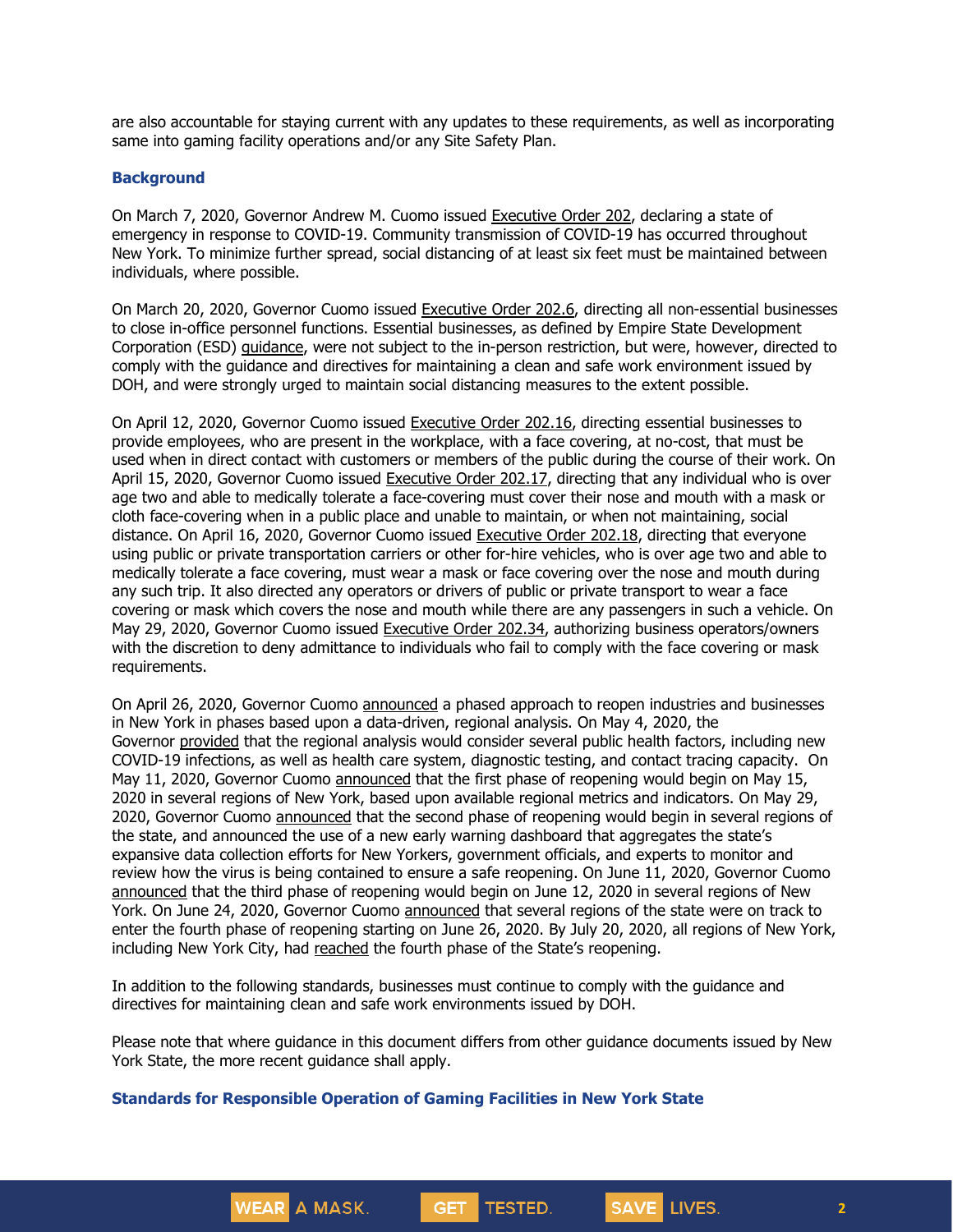are also accountable for staying current with any updates to these requirements, as well as incorporating same into gaming facility operations and/or any Site Safety Plan.

### Background

On March 7, 2020, Governor Andrew M. Cuomo issued Executive Order 202, declaring a state of emergency in response to COVID-19. Community transmission of COVID-19 has occurred throughout New York. To minimize further spread, social distancing of at least six feet must be maintained between individuals, where possible.

On March 20, 2020, Governor Cuomo issued Executive Order 202.6, directing all non-essential businesses to close in-office personnel functions. Essential businesses, as defined by Empire State Development Corporation (ESD) guidance, were not subject to the in-person restriction, but were, however, directed to comply with the guidance and directives for maintaining a clean and safe work environment issued by DOH, and were strongly urged to maintain social distancing measures to the extent possible.

On April 12, 2020, Governor Cuomo issued Executive Order 202.16, directing essential businesses to provide employees, who are present in the workplace, with a face covering, at no-cost, that must be used when in direct contact with customers or members of the public during the course of their work. On April 15, 2020, Governor Cuomo issued Executive Order 202.17, directing that any individual who is over age two and able to medically tolerate a face-covering must cover their nose and mouth with a mask or cloth face-covering when in a public place and unable to maintain, or when not maintaining, social distance. On April 16, 2020, Governor Cuomo issued Executive Order 202.18, directing that everyone using public or private transportation carriers or other for-hire vehicles, who is over age two and able to medically tolerate a face covering, must wear a mask or face covering over the nose and mouth during any such trip. It also directed any operators or drivers of public or private transport to wear a face covering or mask which covers the nose and mouth while there are any passengers in such a vehicle. On May 29, 2020, Governor Cuomo issued Executive Order 202.34, authorizing business operators/owners with the discretion to deny admittance to individuals who fail to comply with the face covering or mask requirements.

On April 26, 2020, Governor Cuomo announced a phased approach to reopen industries and businesses in New York in phases based upon a data-driven, regional analysis. On May 4, 2020, the Governor provided that the regional analysis would consider several public health factors, including new COVID-19 infections, as well as health care system, diagnostic testing, and contact tracing capacity. On May 11, 2020, Governor Cuomo announced that the first phase of reopening would begin on May 15, 2020 in several regions of New York, based upon available regional metrics and indicators. On May 29, 2020, Governor Cuomo announced that the second phase of reopening would begin in several regions of the state, and announced the use of a new early warning dashboard that aggregates the state's expansive data collection efforts for New Yorkers, government officials, and experts to monitor and review how the virus is being contained to ensure a safe reopening. On June 11, 2020, Governor Cuomo announced that the third phase of reopening would begin on June 12, 2020 in several regions of New York. On June 24, 2020, Governor Cuomo announced that several regions of the state were on track to enter the fourth phase of reopening starting on June 26, 2020. By July 20, 2020, all regions of New York, including New York City, had reached the fourth phase of the State's reopening.

In addition to the following standards, businesses must continue to comply with the guidance and directives for maintaining clean and safe work environments issued by DOH.

Please note that where guidance in this document differs from other guidance documents issued by New York State, the more recent guidance shall apply.

### Standards for Responsible Operation of Gaming Facilities in New York State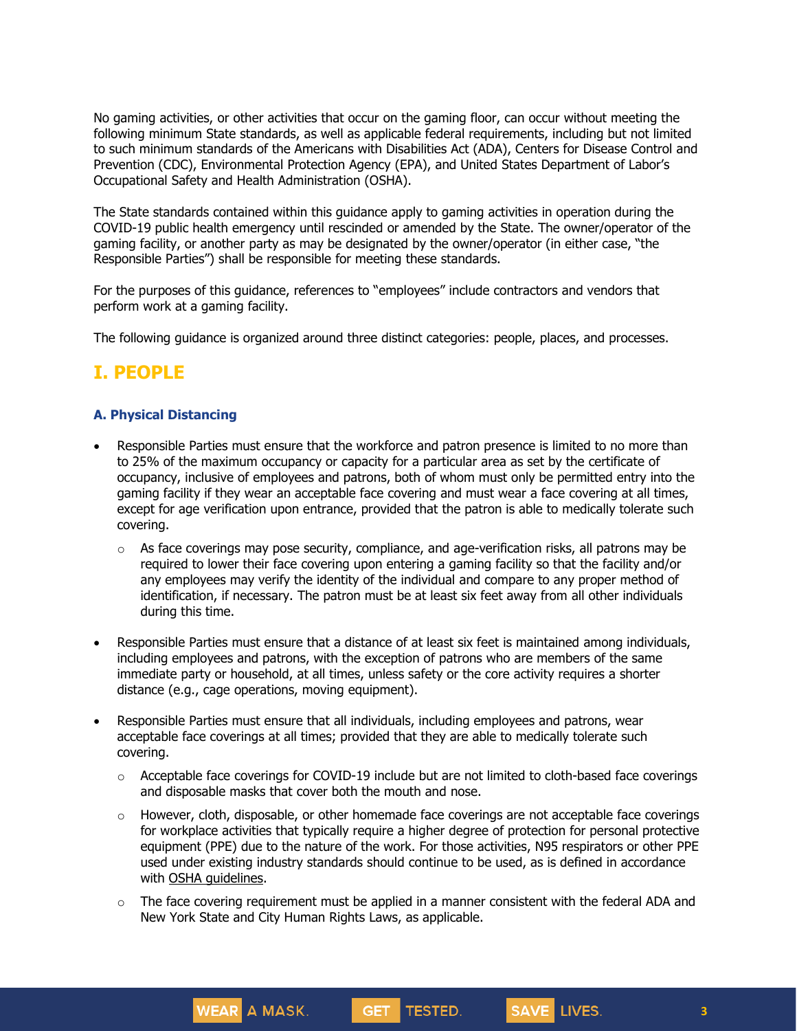No gaming activities, or other activities that occur on the gaming floor, can occur without meeting the following minimum State standards, as well as applicable federal requirements, including but not limited to such minimum standards of the Americans with Disabilities Act (ADA), Centers for Disease Control and Prevention (CDC), Environmental Protection Agency (EPA), and United States Department of Labor's Occupational Safety and Health Administration (OSHA).

The State standards contained within this guidance apply to gaming activities in operation during the COVID-19 public health emergency until rescinded or amended by the State. The owner/operator of the gaming facility, or another party as may be designated by the owner/operator (in either case, "the Responsible Parties") shall be responsible for meeting these standards.

For the purposes of this guidance, references to "employees" include contractors and vendors that perform work at a gaming facility.

The following guidance is organized around three distinct categories: people, places, and processes.

## I. PEOPLE

### A. Physical Distancing

- Responsible Parties must ensure that the workforce and patron presence is limited to no more than to 25% of the maximum occupancy or capacity for a particular area as set by the certificate of occupancy, inclusive of employees and patrons, both of whom must only be permitted entry into the gaming facility if they wear an acceptable face covering and must wear a face covering at all times, except for age verification upon entrance, provided that the patron is able to medically tolerate such covering.
  - As face coverings may pose security, compliance, and age-verification risks, all patrons may be required to lower their face covering upon entering a gaming facility so that the facility and/or any employees may verify the identity of the individual and compare to any proper method of identification, if necessary. The patron must be at least six feet away from all other individuals during this time.
- Responsible Parties must ensure that a distance of at least six feet is maintained among individuals, including employees and patrons, with the exception of patrons who are members of the same immediate party or household, at all times, unless safety or the core activity requires a shorter distance (e.g., cage operations, moving equipment).
- Responsible Parties must ensure that all individuals, including employees and patrons, wear acceptable face coverings at all times; provided that they are able to medically tolerate such covering.
  - Acceptable face coverings for COVID-19 include but are not limited to cloth-based face coverings and disposable masks that cover both the mouth and nose.
  - However, cloth, disposable, or other homemade face coverings are not acceptable face coverings for workplace activities that typically require a higher degree of protection for personal protective equipment (PPE) due to the nature of the work. For those activities, N95 respirators or other PPE used under existing industry standards should continue to be used, as is defined in accordance with OSHA guidelines.
  - The face covering requirement must be applied in a manner consistent with the federal ADA and New York State and City Human Rights Laws, as applicable.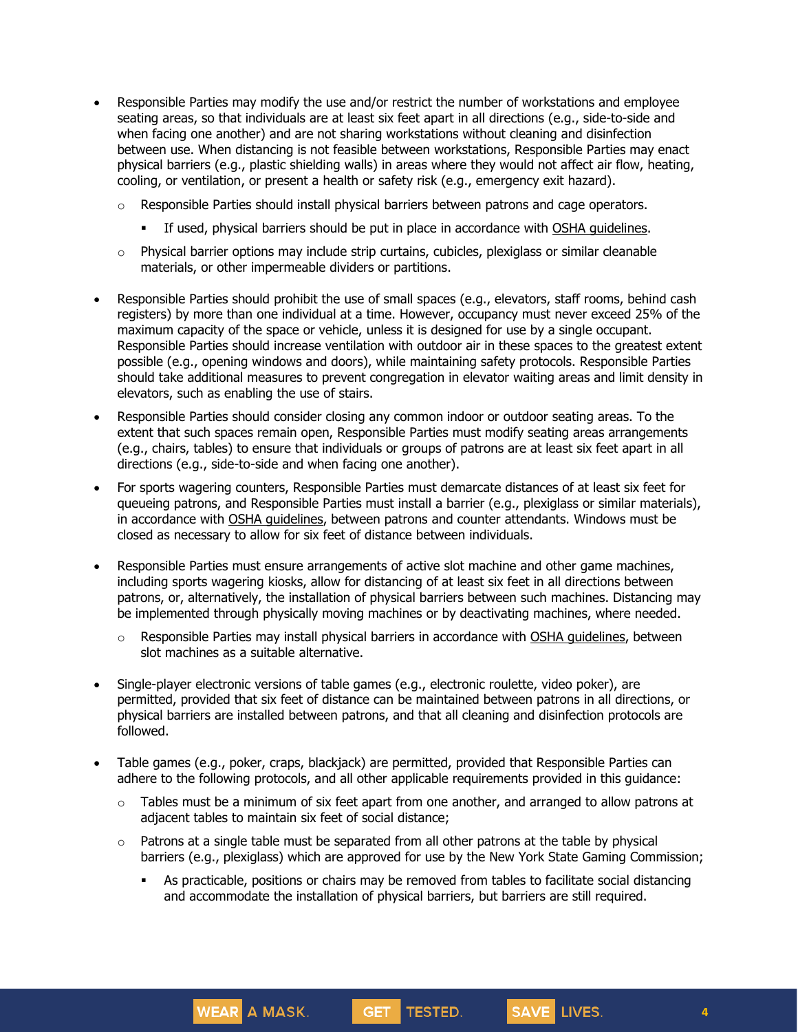- Responsible Parties may modify the use and/or restrict the number of workstations and employee seating areas, so that individuals are at least six feet apart in all directions (e.g., side-to-side and when facing one another) and are not sharing workstations without cleaning and disinfection between use. When distancing is not feasible between workstations, Responsible Parties may enact physical barriers (e.g., plastic shielding walls) in areas where they would not affect air flow, heating, cooling, or ventilation, or present a health or safety risk (e.g., emergency exit hazard).
    - Responsible Parties should install physical barriers between patrons and cage operators.
        - If used, physical barriers should be put in place in accordance with OSHA guidelines.
    - Physical barrier options may include strip curtains, cubicles, plexiglass or similar cleanable materials, or other impermeable dividers or partitions.
- Responsible Parties should prohibit the use of small spaces (e.g., elevators, staff rooms, behind cash registers) by more than one individual at a time. However, occupancy must never exceed 25% of the maximum capacity of the space or vehicle, unless it is designed for use by a single occupant. Responsible Parties should increase ventilation with outdoor air in these spaces to the greatest extent possible (e.g., opening windows and doors), while maintaining safety protocols. Responsible Parties should take additional measures to prevent congregation in elevator waiting areas and limit density in elevators, such as enabling the use of stairs.
- Responsible Parties should consider closing any common indoor or outdoor seating areas. To the extent that such spaces remain open, Responsible Parties must modify seating areas arrangements (e.g., chairs, tables) to ensure that individuals or groups of patrons are at least six feet apart in all directions (e.g., side-to-side and when facing one another).
- For sports wagering counters, Responsible Parties must demarcate distances of at least six feet for queueing patrons, and Responsible Parties must install a barrier (e.g., plexiglass or similar materials), in accordance with OSHA guidelines, between patrons and counter attendants. Windows must be closed as necessary to allow for six feet of distance between individuals.
- Responsible Parties must ensure arrangements of active slot machine and other game machines, including sports wagering kiosks, allow for distancing of at least six feet in all directions between patrons, or, alternatively, the installation of physical barriers between such machines. Distancing may be implemented through physically moving machines or by deactivating machines, where needed.
    - Responsible Parties may install physical barriers in accordance with OSHA guidelines, between slot machines as a suitable alternative.
- Single-player electronic versions of table games (e.g., electronic roulette, video poker), are permitted, provided that six feet of distance can be maintained between patrons in all directions, or physical barriers are installed between patrons, and that all cleaning and disinfection protocols are followed.
- Table games (e.g., poker, craps, blackjack) are permitted, provided that Responsible Parties can adhere to the following protocols, and all other applicable requirements provided in this guidance:
    - Tables must be a minimum of six feet apart from one another, and arranged to allow patrons at adjacent tables to maintain six feet of social distance;
    - Patrons at a single table must be separated from all other patrons at the table by physical barriers (e.g., plexiglass) which are approved for use by the New York State Gaming Commission;
        - As practicable, positions or chairs may be removed from tables to facilitate social distancing and accommodate the installation of physical barriers, but barriers are still required.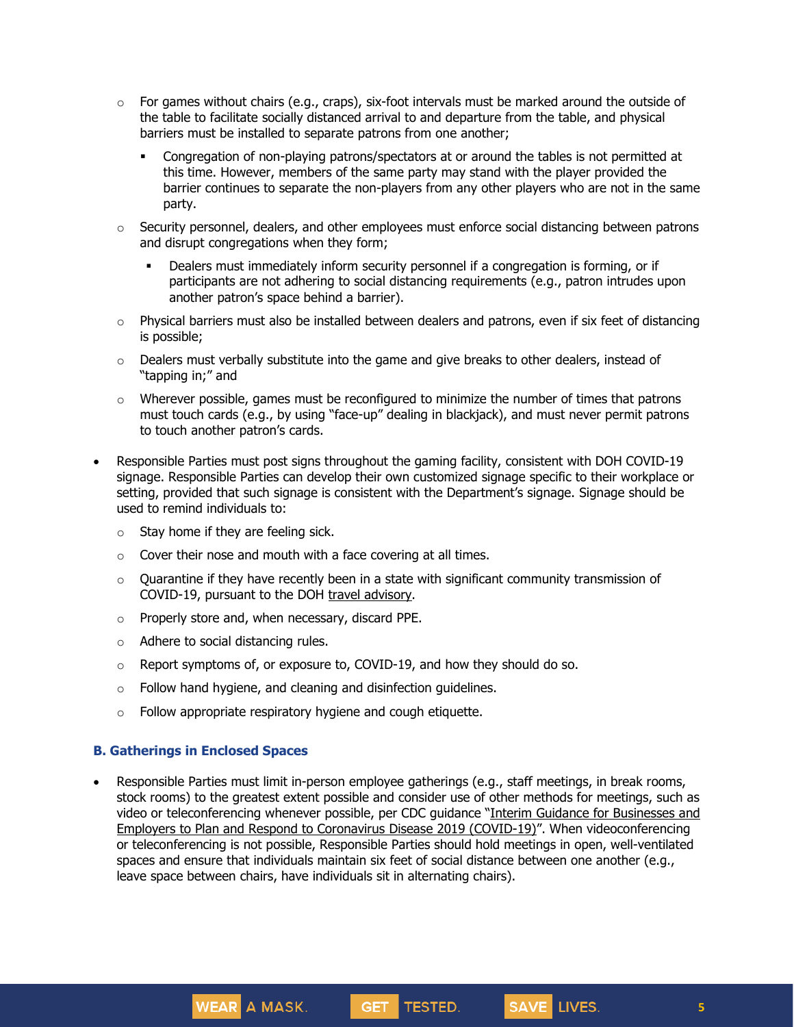- For games without chairs (e.g., craps), six-foot intervals must be marked around the outside of the table to facilitate socially distanced arrival to and departure from the table, and physical barriers must be installed to separate patrons from one another;
        - Congregation of non-playing patrons/spectators at or around the tables is not permitted at this time. However, members of the same party may stand with the player provided the barrier continues to separate the non-players from any other players who are not in the same party.
    - Security personnel, dealers, and other employees must enforce social distancing between patrons and disrupt congregations when they form;
        - Dealers must immediately inform security personnel if a congregation is forming, or if participants are not adhering to social distancing requirements (e.g., patron intrudes upon another patron's space behind a barrier).
    - Physical barriers must also be installed between dealers and patrons, even if six feet of distancing is possible;
    - Dealers must verbally substitute into the game and give breaks to other dealers, instead of "tapping in;" and
    - Wherever possible, games must be reconfigured to minimize the number of times that patrons must touch cards (e.g., by using "face-up" dealing in blackjack), and must never permit patrons to touch another patron's cards.

- Responsible Parties must post signs throughout the gaming facility, consistent with DOH COVID-19 signage. Responsible Parties can develop their own customized signage specific to their workplace or setting, provided that such signage is consistent with the Department's signage. Signage should be used to remind individuals to:
    - Stay home if they are feeling sick.
    - Cover their nose and mouth with a face covering at all times.
    - Quarantine if they have recently been in a state with significant community transmission of COVID-19, pursuant to the DOH travel advisory.
    - Properly store and, when necessary, discard PPE.
    - Adhere to social distancing rules.
    - Report symptoms of, or exposure to, COVID-19, and how they should do so.
    - Follow hand hygiene, and cleaning and disinfection guidelines.
    - Follow appropriate respiratory hygiene and cough etiquette.

### B. Gatherings in Enclosed Spaces

- Responsible Parties must limit in-person employee gatherings (e.g., staff meetings, in break rooms, stock rooms) to the greatest extent possible and consider use of other methods for meetings, such as video or teleconferencing whenever possible, per CDC guidance "Interim Guidance for Businesses and Employers to Plan and Respond to Coronavirus Disease 2019 (COVID-19)". When videoconferencing or teleconferencing is not possible, Responsible Parties should hold meetings in open, well-ventilated spaces and ensure that individuals maintain six feet of social distance between one another (e.g., leave space between chairs, have individuals sit in alternating chairs).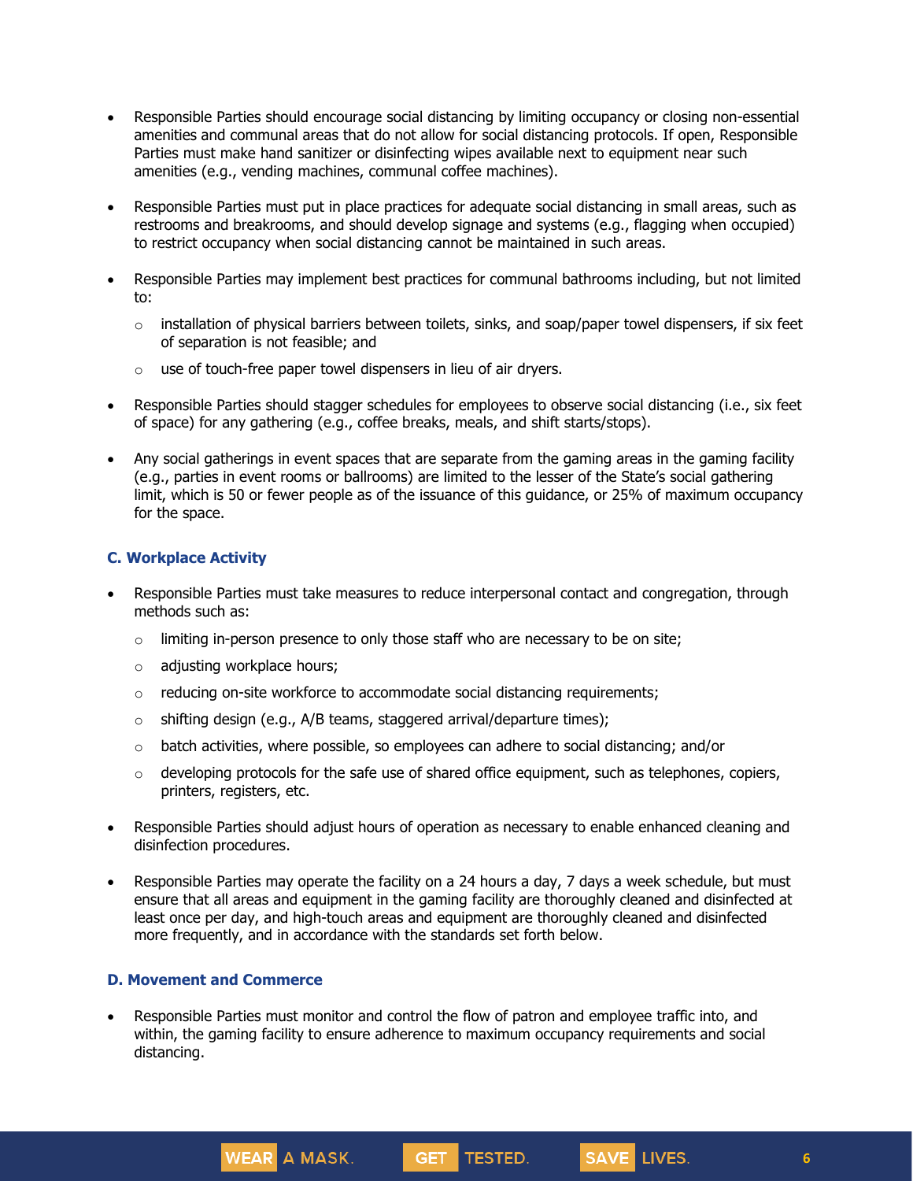- Responsible Parties should encourage social distancing by limiting occupancy or closing non-essential amenities and communal areas that do not allow for social distancing protocols. If open, Responsible Parties must make hand sanitizer or disinfecting wipes available next to equipment near such amenities (e.g., vending machines, communal coffee machines).

- Responsible Parties must put in place practices for adequate social distancing in small areas, such as restrooms and breakrooms, and should develop signage and systems (e.g., flagging when occupied) to restrict occupancy when social distancing cannot be maintained in such areas.

- Responsible Parties may implement best practices for communal bathrooms including, but not limited to:
  - installation of physical barriers between toilets, sinks, and soap/paper towel dispensers, if six feet of separation is not feasible; and
  - use of touch-free paper towel dispensers in lieu of air dryers.

- Responsible Parties should stagger schedules for employees to observe social distancing (i.e., six feet of space) for any gathering (e.g., coffee breaks, meals, and shift starts/stops).

- Any social gatherings in event spaces that are separate from the gaming areas in the gaming facility (e.g., parties in event rooms or ballrooms) are limited to the lesser of the State's social gathering limit, which is 50 or fewer people as of the issuance of this guidance, or 25% of maximum occupancy for the space.

### C. Workplace Activity

- Responsible Parties must take measures to reduce interpersonal contact and congregation, through methods such as:
  - limiting in-person presence to only those staff who are necessary to be on site;
  - adjusting workplace hours;
  - reducing on-site workforce to accommodate social distancing requirements;
  - shifting design (e.g., A/B teams, staggered arrival/departure times);
  - batch activities, where possible, so employees can adhere to social distancing; and/or
  - developing protocols for the safe use of shared office equipment, such as telephones, copiers, printers, registers, etc.

- Responsible Parties should adjust hours of operation as necessary to enable enhanced cleaning and disinfection procedures.

- Responsible Parties may operate the facility on a 24 hours a day, 7 days a week schedule, but must ensure that all areas and equipment in the gaming facility are thoroughly cleaned and disinfected at least once per day, and high-touch areas and equipment are thoroughly cleaned and disinfected more frequently, and in accordance with the standards set forth below.

### D. Movement and Commerce

- Responsible Parties must monitor and control the flow of patron and employee traffic into, and within, the gaming facility to ensure adherence to maximum occupancy requirements and social distancing.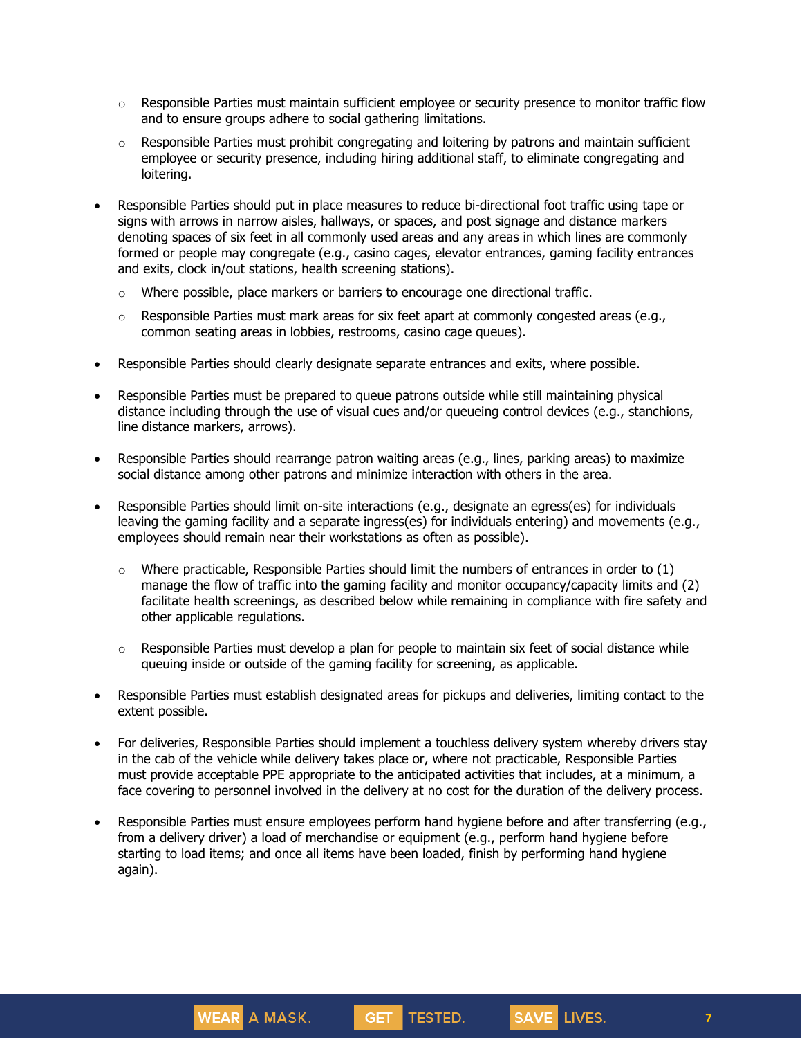- Responsible Parties must maintain sufficient employee or security presence to monitor traffic flow and to ensure groups adhere to social gathering limitations.
  - Responsible Parties must prohibit congregating and loitering by patrons and maintain sufficient employee or security presence, including hiring additional staff, to eliminate congregating and loitering.

- Responsible Parties should put in place measures to reduce bi-directional foot traffic using tape or signs with arrows in narrow aisles, hallways, or spaces, and post signage and distance markers denoting spaces of six feet in all commonly used areas and any areas in which lines are commonly formed or people may congregate (e.g., casino cages, elevator entrances, gaming facility entrances and exits, clock in/out stations, health screening stations).
  - Where possible, place markers or barriers to encourage one directional traffic.
  - Responsible Parties must mark areas for six feet apart at commonly congested areas (e.g., common seating areas in lobbies, restrooms, casino cage queues).

- Responsible Parties should clearly designate separate entrances and exits, where possible.

- Responsible Parties must be prepared to queue patrons outside while still maintaining physical distance including through the use of visual cues and/or queueing control devices (e.g., stanchions, line distance markers, arrows).

- Responsible Parties should rearrange patron waiting areas (e.g., lines, parking areas) to maximize social distance among other patrons and minimize interaction with others in the area.

- Responsible Parties should limit on-site interactions (e.g., designate an egress(es) for individuals leaving the gaming facility and a separate ingress(es) for individuals entering) and movements (e.g., employees should remain near their workstations as often as possible).
  - Where practicable, Responsible Parties should limit the numbers of entrances in order to (1) manage the flow of traffic into the gaming facility and monitor occupancy/capacity limits and (2) facilitate health screenings, as described below while remaining in compliance with fire safety and other applicable regulations.
  - Responsible Parties must develop a plan for people to maintain six feet of social distance while queuing inside or outside of the gaming facility for screening, as applicable.

- Responsible Parties must establish designated areas for pickups and deliveries, limiting contact to the extent possible.

- For deliveries, Responsible Parties should implement a touchless delivery system whereby drivers stay in the cab of the vehicle while delivery takes place or, where not practicable, Responsible Parties must provide acceptable PPE appropriate to the anticipated activities that includes, at a minimum, a face covering to personnel involved in the delivery at no cost for the duration of the delivery process.

- Responsible Parties must ensure employees perform hand hygiene before and after transferring (e.g., from a delivery driver) a load of merchandise or equipment (e.g., perform hand hygiene before starting to load items; and once all items have been loaded, finish by performing hand hygiene again).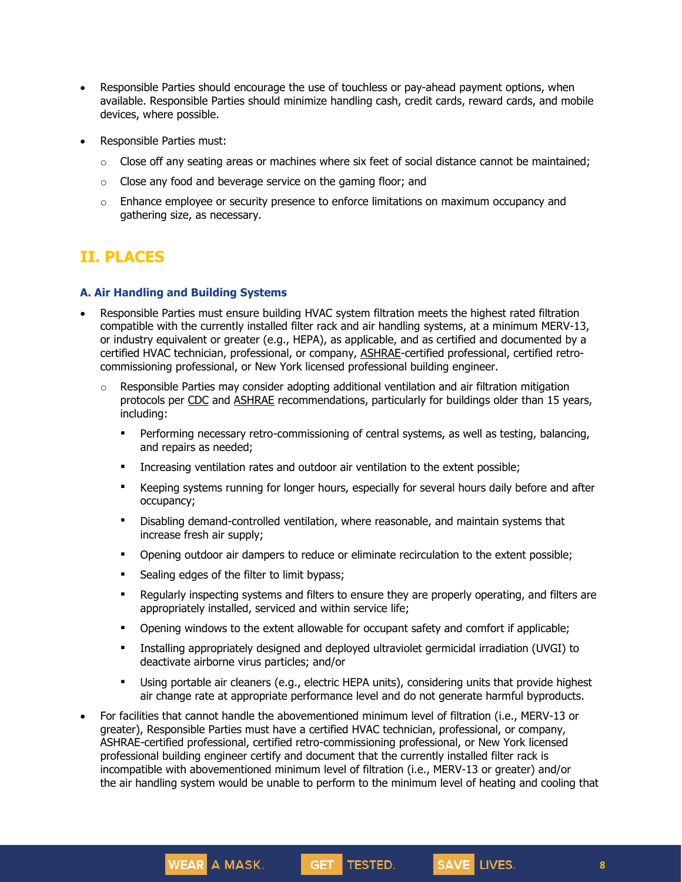- Responsible Parties should encourage the use of touchless or pay-ahead payment options, when available. Responsible Parties should minimize handling cash, credit cards, reward cards, and mobile devices, where possible.

- Responsible Parties must:
  - Close off any seating areas or machines where six feet of social distance cannot be maintained;
  - Close any food and beverage service on the gaming floor; and
  - Enhance employee or security presence to enforce limitations on maximum occupancy and gathering size, as necessary.

## II. PLACES

### A. Air Handling and Building Systems

- Responsible Parties must ensure building HVAC system filtration meets the highest rated filtration compatible with the currently installed filter rack and air handling systems, at a minimum MERV-13, or industry equivalent or greater (e.g., HEPA), as applicable, and as certified and documented by a certified HVAC technician, professional, or company, ASHRAE-certified professional, certified retro-commissioning professional, or New York licensed professional building engineer.
  - Responsible Parties may consider adopting additional ventilation and air filtration mitigation protocols per CDC and ASHRAE recommendations, particularly for buildings older than 15 years, including:
    - Performing necessary retro-commissioning of central systems, as well as testing, balancing, and repairs as needed;
    - Increasing ventilation rates and outdoor air ventilation to the extent possible;
    - Keeping systems running for longer hours, especially for several hours daily before and after occupancy;
    - Disabling demand-controlled ventilation, where reasonable, and maintain systems that increase fresh air supply;
    - Opening outdoor air dampers to reduce or eliminate recirculation to the extent possible;
    - Sealing edges of the filter to limit bypass;
    - Regularly inspecting systems and filters to ensure they are properly operating, and filters are appropriately installed, serviced and within service life;
    - Opening windows to the extent allowable for occupant safety and comfort if applicable;
    - Installing appropriately designed and deployed ultraviolet germicidal irradiation (UVGI) to deactivate airborne virus particles; and/or
    - Using portable air cleaners (e.g., electric HEPA units), considering units that provide highest air change rate at appropriate performance level and do not generate harmful byproducts.

- For facilities that cannot handle the abovementioned minimum level of filtration (i.e., MERV-13 or greater), Responsible Parties must have a certified HVAC technician, professional, or company, ASHRAE-certified professional, certified retro-commissioning professional, or New York licensed professional building engineer certify and document that the currently installed filter rack is incompatible with abovementioned minimum level of filtration (i.e., MERV-13 or greater) and/or the air handling system would be unable to perform to the minimum level of heating and cooling that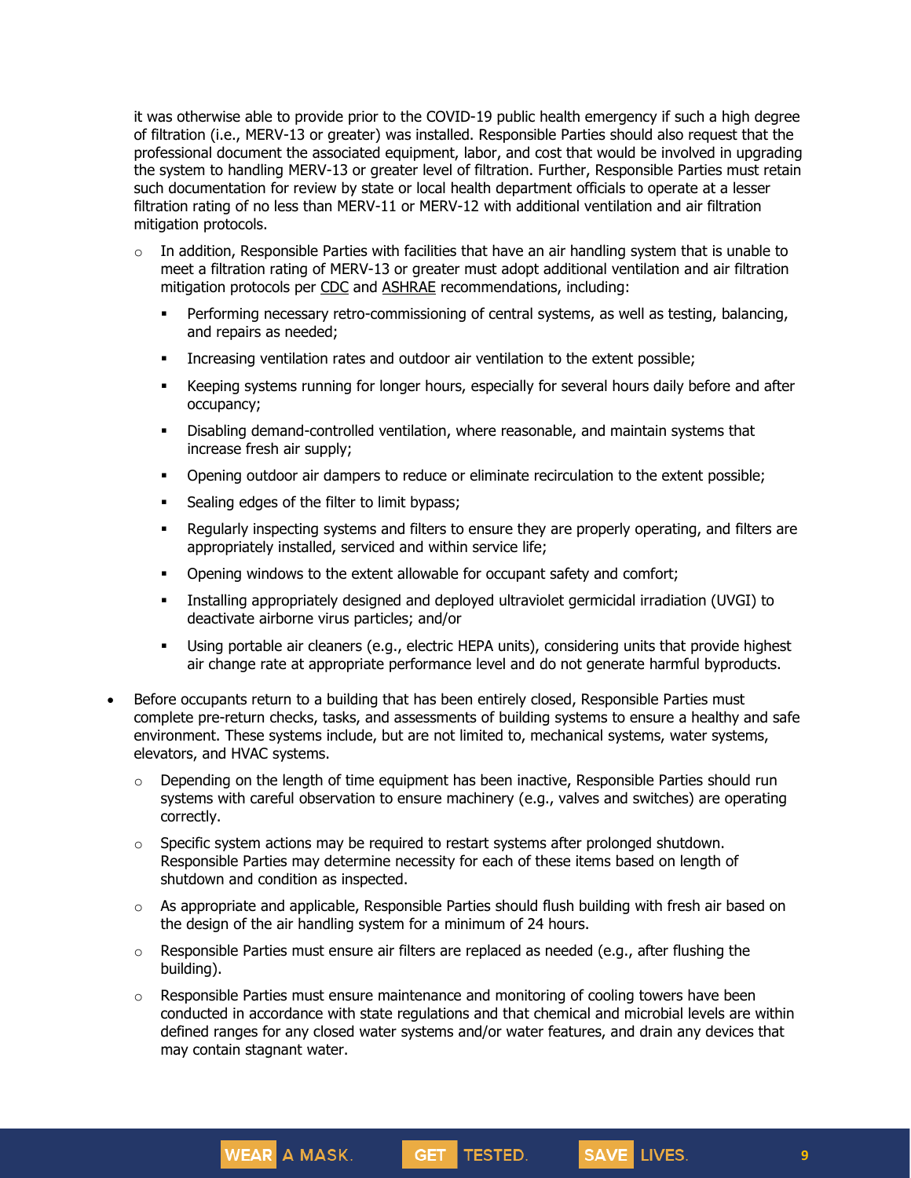it was otherwise able to provide prior to the COVID-19 public health emergency if such a high degree of filtration (i.e., MERV-13 or greater) was installed. Responsible Parties should also request that the professional document the associated equipment, labor, and cost that would be involved in upgrading the system to handling MERV-13 or greater level of filtration. Further, Responsible Parties must retain such documentation for review by state or local health department officials to operate at a lesser filtration rating of no less than MERV-11 or MERV-12 with additional ventilation and air filtration mitigation protocols.

- In addition, Responsible Parties with facilities that have an air handling system that is unable to meet a filtration rating of MERV-13 or greater must adopt additional ventilation and air filtration mitigation protocols per CDC and ASHRAE recommendations, including:
  - Performing necessary retro-commissioning of central systems, as well as testing, balancing, and repairs as needed;
  - Increasing ventilation rates and outdoor air ventilation to the extent possible;
  - Keeping systems running for longer hours, especially for several hours daily before and after occupancy;
  - Disabling demand-controlled ventilation, where reasonable, and maintain systems that increase fresh air supply;
  - Opening outdoor air dampers to reduce or eliminate recirculation to the extent possible;
  - Sealing edges of the filter to limit bypass;
  - Regularly inspecting systems and filters to ensure they are properly operating, and filters are appropriately installed, serviced and within service life;
  - Opening windows to the extent allowable for occupant safety and comfort;
  - Installing appropriately designed and deployed ultraviolet germicidal irradiation (UVGI) to deactivate airborne virus particles; and/or
  - Using portable air cleaners (e.g., electric HEPA units), considering units that provide highest air change rate at appropriate performance level and do not generate harmful byproducts.

- Before occupants return to a building that has been entirely closed, Responsible Parties must complete pre-return checks, tasks, and assessments of building systems to ensure a healthy and safe environment. These systems include, but are not limited to, mechanical systems, water systems, elevators, and HVAC systems.
  - Depending on the length of time equipment has been inactive, Responsible Parties should run systems with careful observation to ensure machinery (e.g., valves and switches) are operating correctly.
  - Specific system actions may be required to restart systems after prolonged shutdown. Responsible Parties may determine necessity for each of these items based on length of shutdown and condition as inspected.
  - As appropriate and applicable, Responsible Parties should flush building with fresh air based on the design of the air handling system for a minimum of 24 hours.
  - Responsible Parties must ensure air filters are replaced as needed (e.g., after flushing the building).
  - Responsible Parties must ensure maintenance and monitoring of cooling towers have been conducted in accordance with state regulations and that chemical and microbial levels are within defined ranges for any closed water systems and/or water features, and drain any devices that may contain stagnant water.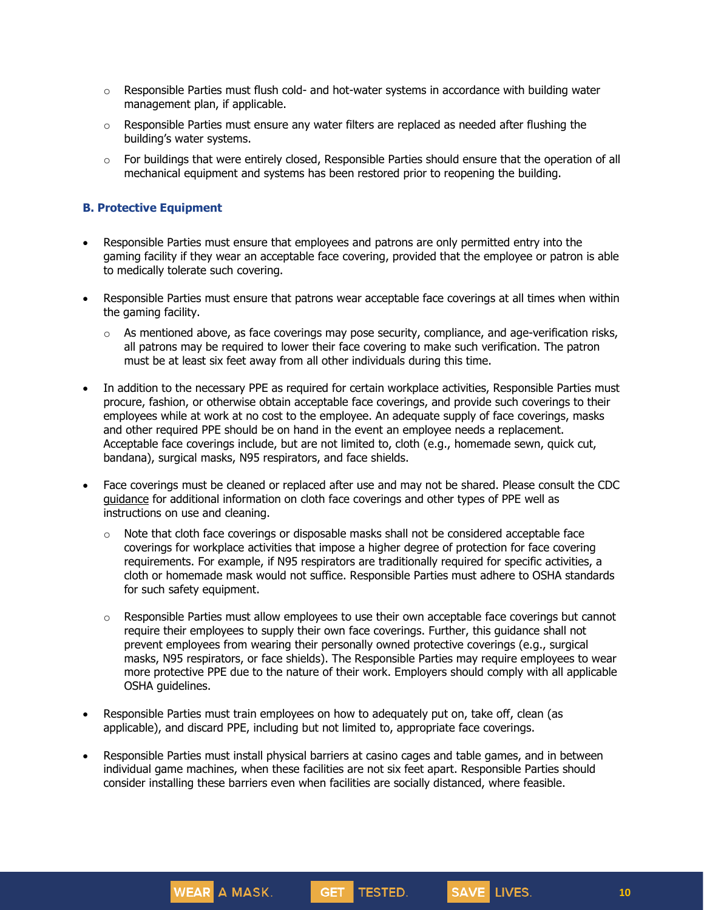- Responsible Parties must flush cold- and hot-water systems in accordance with building water management plan, if applicable.
  - Responsible Parties must ensure any water filters are replaced as needed after flushing the building's water systems.
  - For buildings that were entirely closed, Responsible Parties should ensure that the operation of all mechanical equipment and systems has been restored prior to reopening the building.

### B. Protective Equipment

- Responsible Parties must ensure that employees and patrons are only permitted entry into the gaming facility if they wear an acceptable face covering, provided that the employee or patron is able to medically tolerate such covering.

- Responsible Parties must ensure that patrons wear acceptable face coverings at all times when within the gaming facility.
  - As mentioned above, as face coverings may pose security, compliance, and age-verification risks, all patrons may be required to lower their face covering to make such verification. The patron must be at least six feet away from all other individuals during this time.

- In addition to the necessary PPE as required for certain workplace activities, Responsible Parties must procure, fashion, or otherwise obtain acceptable face coverings, and provide such coverings to their employees while at work at no cost to the employee. An adequate supply of face coverings, masks and other required PPE should be on hand in the event an employee needs a replacement. Acceptable face coverings include, but are not limited to, cloth (e.g., homemade sewn, quick cut, bandana), surgical masks, N95 respirators, and face shields.

- Face coverings must be cleaned or replaced after use and may not be shared. Please consult the CDC guidance for additional information on cloth face coverings and other types of PPE well as instructions on use and cleaning.
  - Note that cloth face coverings or disposable masks shall not be considered acceptable face coverings for workplace activities that impose a higher degree of protection for face covering requirements. For example, if N95 respirators are traditionally required for specific activities, a cloth or homemade mask would not suffice. Responsible Parties must adhere to OSHA standards for such safety equipment.
  - Responsible Parties must allow employees to use their own acceptable face coverings but cannot require their employees to supply their own face coverings. Further, this guidance shall not prevent employees from wearing their personally owned protective coverings (e.g., surgical masks, N95 respirators, or face shields). The Responsible Parties may require employees to wear more protective PPE due to the nature of their work. Employers should comply with all applicable OSHA guidelines.

- Responsible Parties must train employees on how to adequately put on, take off, clean (as applicable), and discard PPE, including but not limited to, appropriate face coverings.

- Responsible Parties must install physical barriers at casino cages and table games, and in between individual game machines, when these facilities are not six feet apart. Responsible Parties should consider installing these barriers even when facilities are socially distanced, where feasible.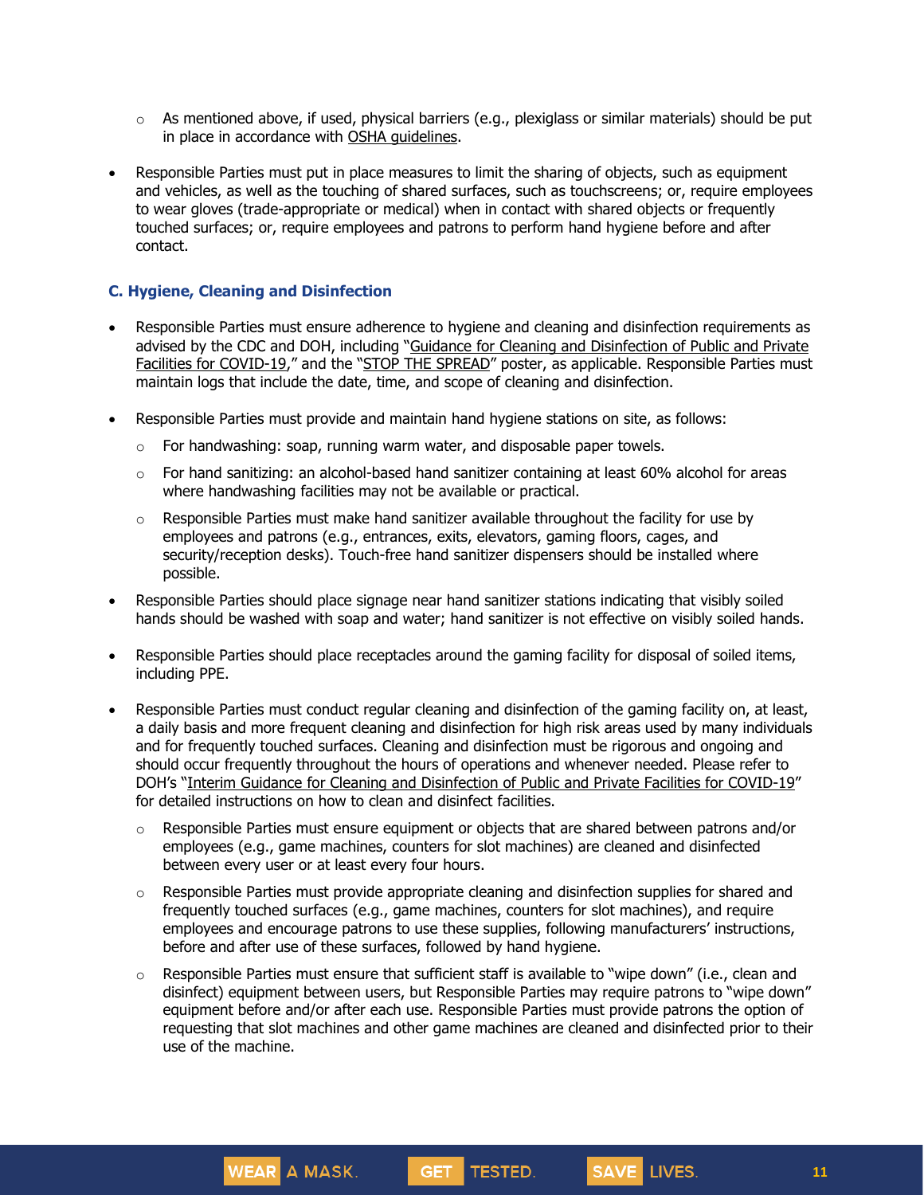- As mentioned above, if used, physical barriers (e.g., plexiglass or similar materials) should be put in place in accordance with OSHA guidelines.

- Responsible Parties must put in place measures to limit the sharing of objects, such as equipment and vehicles, as well as the touching of shared surfaces, such as touchscreens; or, require employees to wear gloves (trade-appropriate or medical) when in contact with shared objects or frequently touched surfaces; or, require employees and patrons to perform hand hygiene before and after contact.

### C. Hygiene, Cleaning and Disinfection

- Responsible Parties must ensure adherence to hygiene and cleaning and disinfection requirements as advised by the CDC and DOH, including "Guidance for Cleaning and Disinfection of Public and Private Facilities for COVID-19," and the "STOP THE SPREAD" poster, as applicable. Responsible Parties must maintain logs that include the date, time, and scope of cleaning and disinfection.

- Responsible Parties must provide and maintain hand hygiene stations on site, as follows:
  - For handwashing: soap, running warm water, and disposable paper towels.
  - For hand sanitizing: an alcohol-based hand sanitizer containing at least 60% alcohol for areas where handwashing facilities may not be available or practical.
  - Responsible Parties must make hand sanitizer available throughout the facility for use by employees and patrons (e.g., entrances, exits, elevators, gaming floors, cages, and security/reception desks). Touch-free hand sanitizer dispensers should be installed where possible.

- Responsible Parties should place signage near hand sanitizer stations indicating that visibly soiled hands should be washed with soap and water; hand sanitizer is not effective on visibly soiled hands.

- Responsible Parties should place receptacles around the gaming facility for disposal of soiled items, including PPE.

- Responsible Parties must conduct regular cleaning and disinfection of the gaming facility on, at least, a daily basis and more frequent cleaning and disinfection for high risk areas used by many individuals and for frequently touched surfaces. Cleaning and disinfection must be rigorous and ongoing and should occur frequently throughout the hours of operations and whenever needed. Please refer to DOH's "Interim Guidance for Cleaning and Disinfection of Public and Private Facilities for COVID-19" for detailed instructions on how to clean and disinfect facilities.
  - Responsible Parties must ensure equipment or objects that are shared between patrons and/or employees (e.g., game machines, counters for slot machines) are cleaned and disinfected between every user or at least every four hours.
  - Responsible Parties must provide appropriate cleaning and disinfection supplies for shared and frequently touched surfaces (e.g., game machines, counters for slot machines), and require employees and encourage patrons to use these supplies, following manufacturers' instructions, before and after use of these surfaces, followed by hand hygiene.
  - Responsible Parties must ensure that sufficient staff is available to "wipe down" (i.e., clean and disinfect) equipment between users, but Responsible Parties may require patrons to "wipe down" equipment before and/or after each use. Responsible Parties must provide patrons the option of requesting that slot machines and other game machines are cleaned and disinfected prior to their use of the machine.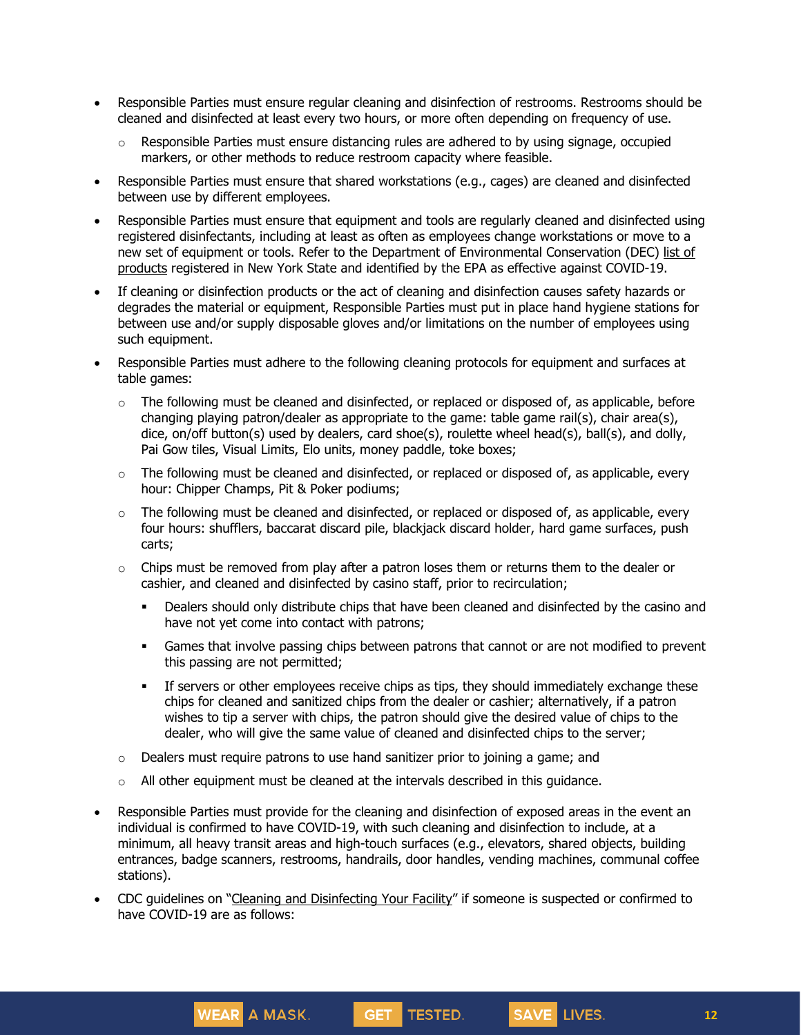- Responsible Parties must ensure regular cleaning and disinfection of restrooms. Restrooms should be cleaned and disinfected at least every two hours, or more often depending on frequency of use.
  - Responsible Parties must ensure distancing rules are adhered to by using signage, occupied markers, or other methods to reduce restroom capacity where feasible.
- Responsible Parties must ensure that shared workstations (e.g., cages) are cleaned and disinfected between use by different employees.
- Responsible Parties must ensure that equipment and tools are regularly cleaned and disinfected using registered disinfectants, including at least as often as employees change workstations or move to a new set of equipment or tools. Refer to the Department of Environmental Conservation (DEC) list of products registered in New York State and identified by the EPA as effective against COVID-19.
- If cleaning or disinfection products or the act of cleaning and disinfection causes safety hazards or degrades the material or equipment, Responsible Parties must put in place hand hygiene stations for between use and/or supply disposable gloves and/or limitations on the number of employees using such equipment.
- Responsible Parties must adhere to the following cleaning protocols for equipment and surfaces at table games:
  - The following must be cleaned and disinfected, or replaced or disposed of, as applicable, before changing playing patron/dealer as appropriate to the game: table game rail(s), chair area(s), dice, on/off button(s) used by dealers, card shoe(s), roulette wheel head(s), ball(s), and dolly, Pai Gow tiles, Visual Limits, Elo units, money paddle, toke boxes;
  - The following must be cleaned and disinfected, or replaced or disposed of, as applicable, every hour: Chipper Champs, Pit & Poker podiums;
  - The following must be cleaned and disinfected, or replaced or disposed of, as applicable, every four hours: shufflers, baccarat discard pile, blackjack discard holder, hard game surfaces, push carts;
  - Chips must be removed from play after a patron loses them or returns them to the dealer or cashier, and cleaned and disinfected by casino staff, prior to recirculation;
    - Dealers should only distribute chips that have been cleaned and disinfected by the casino and have not yet come into contact with patrons;
    - Games that involve passing chips between patrons that cannot or are not modified to prevent this passing are not permitted;
    - If servers or other employees receive chips as tips, they should immediately exchange these chips for cleaned and sanitized chips from the dealer or cashier; alternatively, if a patron wishes to tip a server with chips, the patron should give the desired value of chips to the dealer, who will give the same value of cleaned and disinfected chips to the server;
  - Dealers must require patrons to use hand sanitizer prior to joining a game; and
  - All other equipment must be cleaned at the intervals described in this guidance.
- Responsible Parties must provide for the cleaning and disinfection of exposed areas in the event an individual is confirmed to have COVID-19, with such cleaning and disinfection to include, at a minimum, all heavy transit areas and high-touch surfaces (e.g., elevators, shared objects, building entrances, badge scanners, restrooms, handrails, door handles, vending machines, communal coffee stations).
- CDC guidelines on "Cleaning and Disinfecting Your Facility" if someone is suspected or confirmed to have COVID-19 are as follows: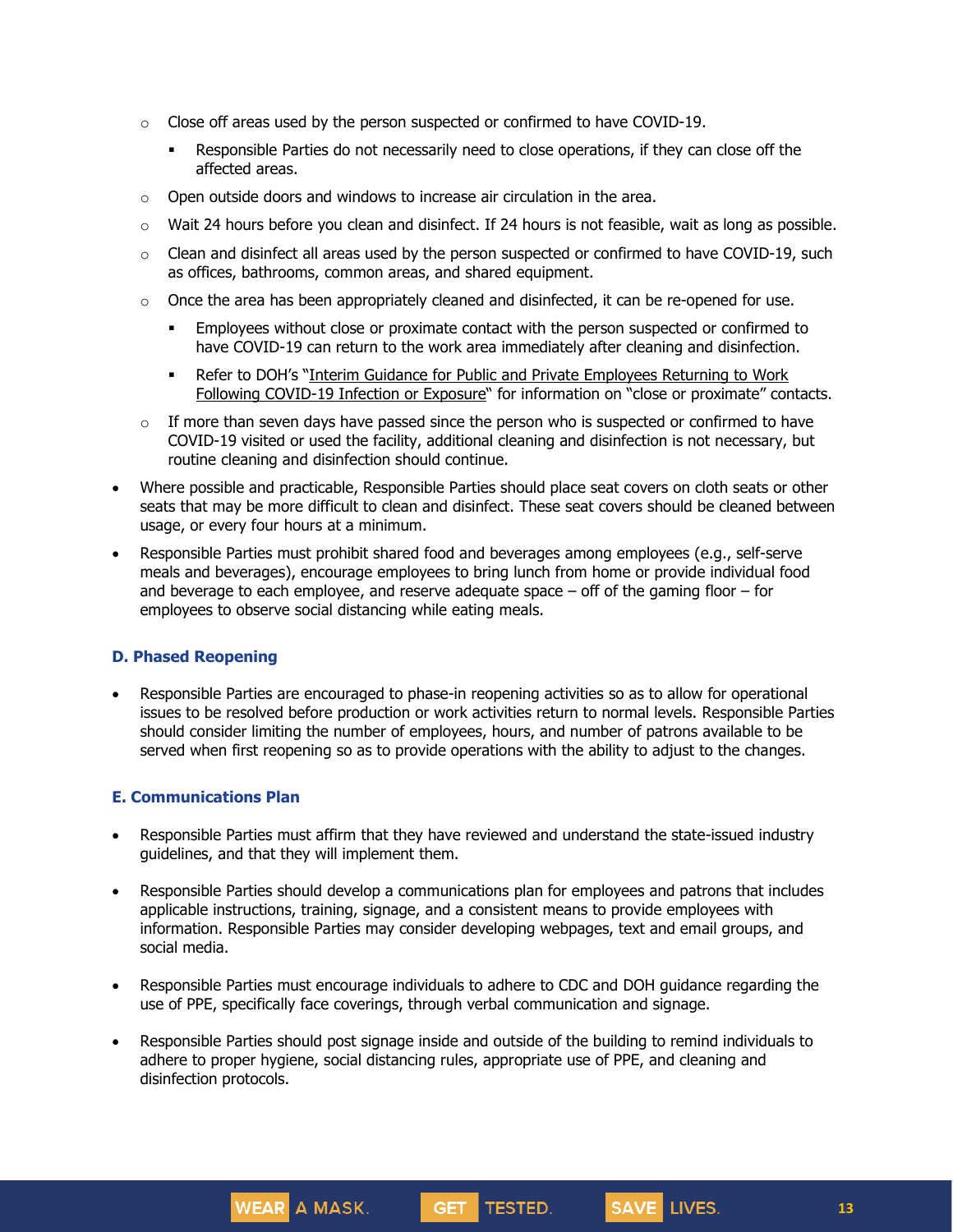- Close off areas used by the person suspected or confirmed to have COVID-19.
  - Responsible Parties do not necessarily need to close operations, if they can close off the affected areas.
- Open outside doors and windows to increase air circulation in the area.
- Wait 24 hours before you clean and disinfect. If 24 hours is not feasible, wait as long as possible.
- Clean and disinfect all areas used by the person suspected or confirmed to have COVID-19, such as offices, bathrooms, common areas, and shared equipment.
- Once the area has been appropriately cleaned and disinfected, it can be re-opened for use.
  - Employees without close or proximate contact with the person suspected or confirmed to have COVID-19 can return to the work area immediately after cleaning and disinfection.
  - Refer to DOH's "Interim Guidance for Public and Private Employees Returning to Work Following COVID-19 Infection or Exposure" for information on "close or proximate" contacts.
- If more than seven days have passed since the person who is suspected or confirmed to have COVID-19 visited or used the facility, additional cleaning and disinfection is not necessary, but routine cleaning and disinfection should continue.

- Where possible and practicable, Responsible Parties should place seat covers on cloth seats or other seats that may be more difficult to clean and disinfect. These seat covers should be cleaned between usage, or every four hours at a minimum.
- Responsible Parties must prohibit shared food and beverages among employees (e.g., self-serve meals and beverages), encourage employees to bring lunch from home or provide individual food and beverage to each employee, and reserve adequate space – off of the gaming floor – for employees to observe social distancing while eating meals.

### D. Phased Reopening

- Responsible Parties are encouraged to phase-in reopening activities so as to allow for operational issues to be resolved before production or work activities return to normal levels. Responsible Parties should consider limiting the number of employees, hours, and number of patrons available to be served when first reopening so as to provide operations with the ability to adjust to the changes.

### E. Communications Plan

- Responsible Parties must affirm that they have reviewed and understand the state-issued industry guidelines, and that they will implement them.
- Responsible Parties should develop a communications plan for employees and patrons that includes applicable instructions, training, signage, and a consistent means to provide employees with information. Responsible Parties may consider developing webpages, text and email groups, and social media.
- Responsible Parties must encourage individuals to adhere to CDC and DOH guidance regarding the use of PPE, specifically face coverings, through verbal communication and signage.
- Responsible Parties should post signage inside and outside of the building to remind individuals to adhere to proper hygiene, social distancing rules, appropriate use of PPE, and cleaning and disinfection protocols.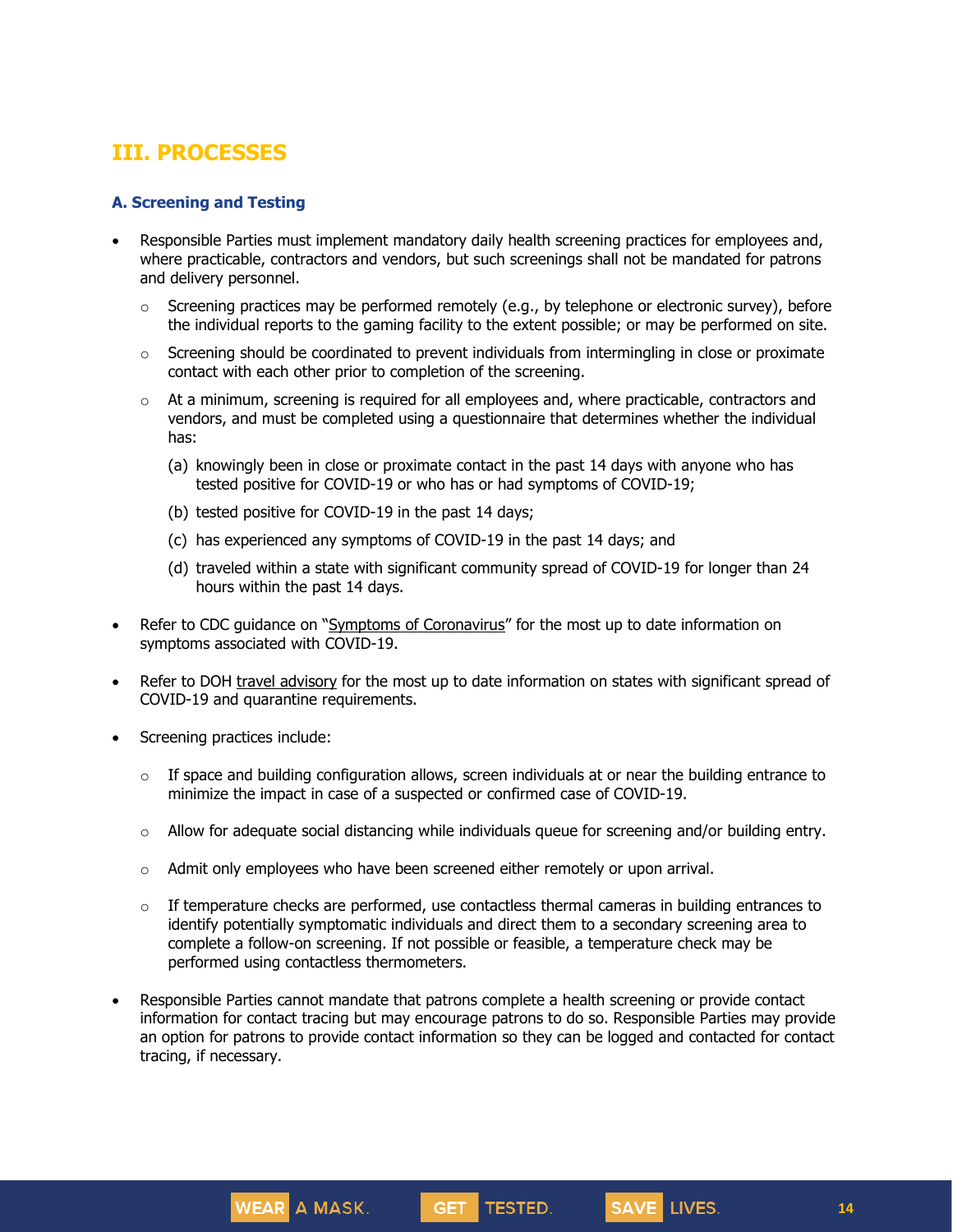## III. PROCESSES

### A. Screening and Testing

- Responsible Parties must implement mandatory daily health screening practices for employees and, where practicable, contractors and vendors, but such screenings shall not be mandated for patrons and delivery personnel.
  - Screening practices may be performed remotely (e.g., by telephone or electronic survey), before the individual reports to the gaming facility to the extent possible; or may be performed on site.
  - Screening should be coordinated to prevent individuals from intermingling in close or proximate contact with each other prior to completion of the screening.
  - At a minimum, screening is required for all employees and, where practicable, contractors and vendors, and must be completed using a questionnaire that determines whether the individual has:
    - (a) knowingly been in close or proximate contact in the past 14 days with anyone who has tested positive for COVID-19 or who has or had symptoms of COVID-19;
    - (b) tested positive for COVID-19 in the past 14 days;
    - (c) has experienced any symptoms of COVID-19 in the past 14 days; and
    - (d) traveled within a state with significant community spread of COVID-19 for longer than 24 hours within the past 14 days.
- Refer to CDC guidance on "Symptoms of Coronavirus" for the most up to date information on symptoms associated with COVID-19.
- Refer to DOH travel advisory for the most up to date information on states with significant spread of COVID-19 and quarantine requirements.
- Screening practices include:
  - If space and building configuration allows, screen individuals at or near the building entrance to minimize the impact in case of a suspected or confirmed case of COVID-19.
  - Allow for adequate social distancing while individuals queue for screening and/or building entry.
  - Admit only employees who have been screened either remotely or upon arrival.
  - If temperature checks are performed, use contactless thermal cameras in building entrances to identify potentially symptomatic individuals and direct them to a secondary screening area to complete a follow-on screening. If not possible or feasible, a temperature check may be performed using contactless thermometers.
- Responsible Parties cannot mandate that patrons complete a health screening or provide contact information for contact tracing but may encourage patrons to do so. Responsible Parties may provide an option for patrons to provide contact information so they can be logged and contacted for contact tracing, if necessary.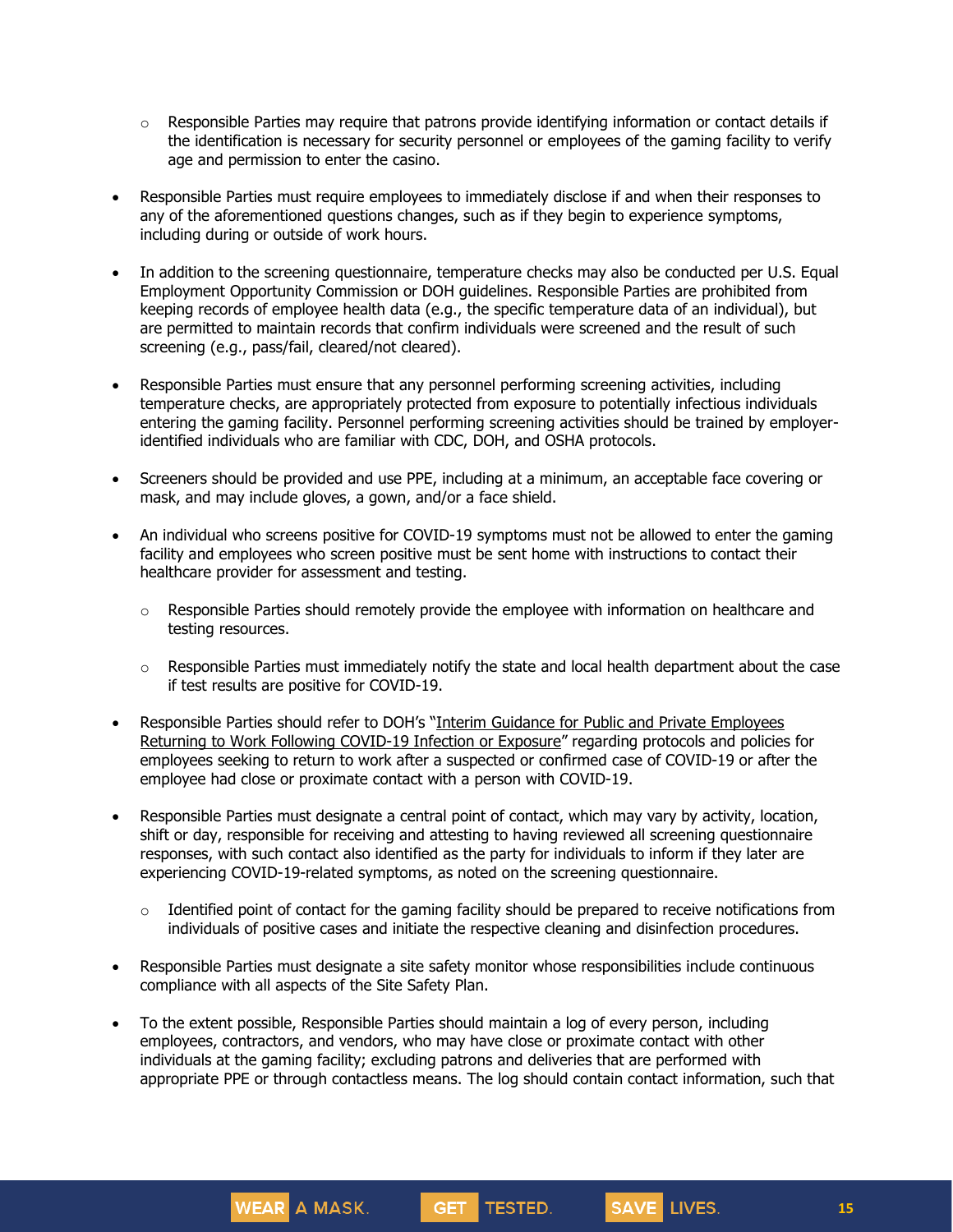- Responsible Parties may require that patrons provide identifying information or contact details if the identification is necessary for security personnel or employees of the gaming facility to verify age and permission to enter the casino.

- Responsible Parties must require employees to immediately disclose if and when their responses to any of the aforementioned questions changes, such as if they begin to experience symptoms, including during or outside of work hours.

- In addition to the screening questionnaire, temperature checks may also be conducted per U.S. Equal Employment Opportunity Commission or DOH guidelines. Responsible Parties are prohibited from keeping records of employee health data (e.g., the specific temperature data of an individual), but are permitted to maintain records that confirm individuals were screened and the result of such screening (e.g., pass/fail, cleared/not cleared).

- Responsible Parties must ensure that any personnel performing screening activities, including temperature checks, are appropriately protected from exposure to potentially infectious individuals entering the gaming facility. Personnel performing screening activities should be trained by employer-identified individuals who are familiar with CDC, DOH, and OSHA protocols.

- Screeners should be provided and use PPE, including at a minimum, an acceptable face covering or mask, and may include gloves, a gown, and/or a face shield.

- An individual who screens positive for COVID-19 symptoms must not be allowed to enter the gaming facility and employees who screen positive must be sent home with instructions to contact their healthcare provider for assessment and testing.
    - Responsible Parties should remotely provide the employee with information on healthcare and testing resources.
    - Responsible Parties must immediately notify the state and local health department about the case if test results are positive for COVID-19.

- Responsible Parties should refer to DOH's "Interim Guidance for Public and Private Employees Returning to Work Following COVID-19 Infection or Exposure" regarding protocols and policies for employees seeking to return to work after a suspected or confirmed case of COVID-19 or after the employee had close or proximate contact with a person with COVID-19.

- Responsible Parties must designate a central point of contact, which may vary by activity, location, shift or day, responsible for receiving and attesting to having reviewed all screening questionnaire responses, with such contact also identified as the party for individuals to inform if they later are experiencing COVID-19-related symptoms, as noted on the screening questionnaire.
    - Identified point of contact for the gaming facility should be prepared to receive notifications from individuals of positive cases and initiate the respective cleaning and disinfection procedures.

- Responsible Parties must designate a site safety monitor whose responsibilities include continuous compliance with all aspects of the Site Safety Plan.

- To the extent possible, Responsible Parties should maintain a log of every person, including employees, contractors, and vendors, who may have close or proximate contact with other individuals at the gaming facility; excluding patrons and deliveries that are performed with appropriate PPE or through contactless means. The log should contain contact information, such that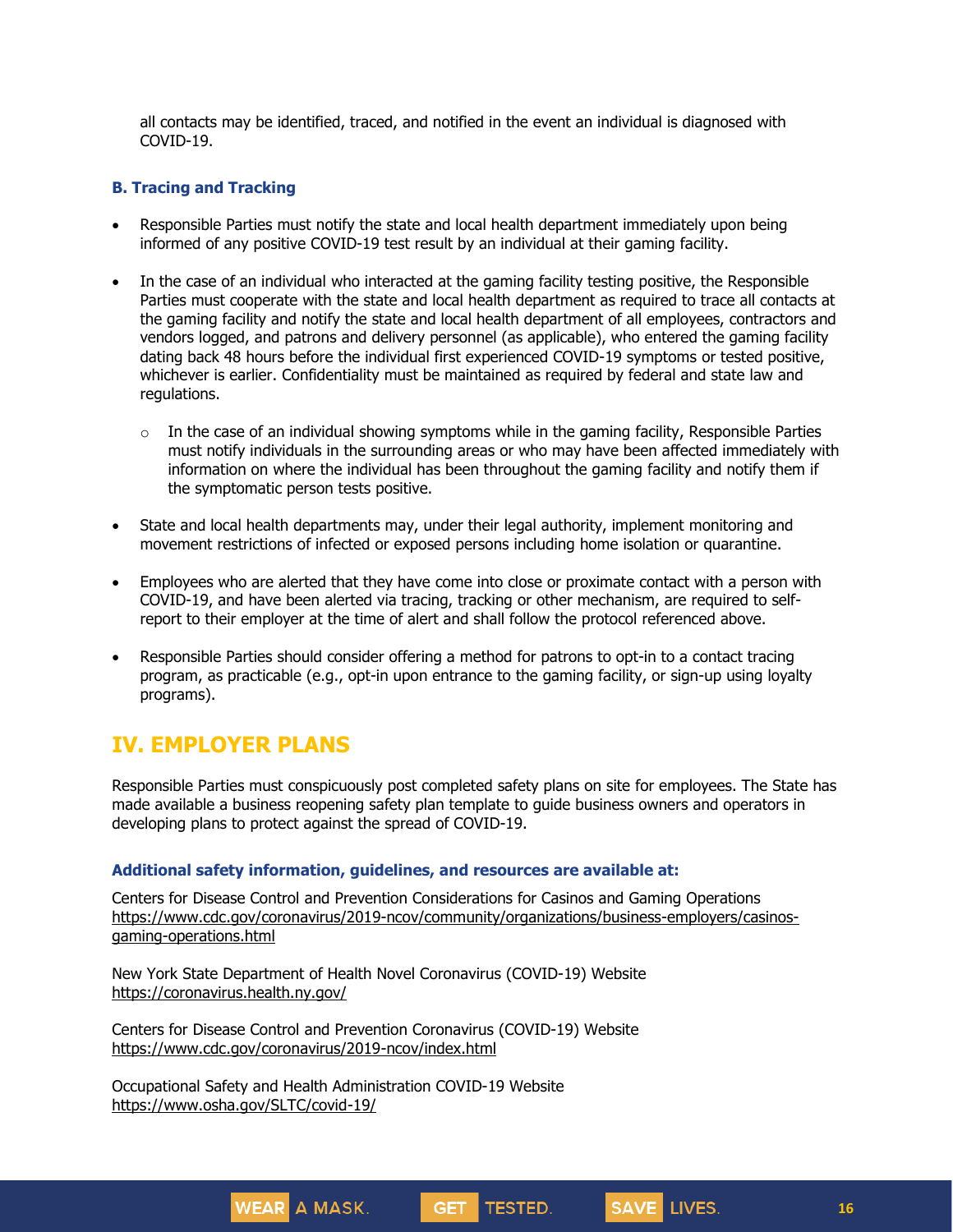all contacts may be identified, traced, and notified in the event an individual is diagnosed with COVID-19.

### B. Tracing and Tracking

- Responsible Parties must notify the state and local health department immediately upon being informed of any positive COVID-19 test result by an individual at their gaming facility.
- In the case of an individual who interacted at the gaming facility testing positive, the Responsible Parties must cooperate with the state and local health department as required to trace all contacts at the gaming facility and notify the state and local health department of all employees, contractors and vendors logged, and patrons and delivery personnel (as applicable), who entered the gaming facility dating back 48 hours before the individual first experienced COVID-19 symptoms or tested positive, whichever is earlier. Confidentiality must be maintained as required by federal and state law and regulations.
  - In the case of an individual showing symptoms while in the gaming facility, Responsible Parties must notify individuals in the surrounding areas or who may have been affected immediately with information on where the individual has been throughout the gaming facility and notify them if the symptomatic person tests positive.
- State and local health departments may, under their legal authority, implement monitoring and movement restrictions of infected or exposed persons including home isolation or quarantine.
- Employees who are alerted that they have come into close or proximate contact with a person with COVID-19, and have been alerted via tracing, tracking or other mechanism, are required to self-report to their employer at the time of alert and shall follow the protocol referenced above.
- Responsible Parties should consider offering a method for patrons to opt-in to a contact tracing program, as practicable (e.g., opt-in upon entrance to the gaming facility, or sign-up using loyalty programs).

## IV. EMPLOYER PLANS

Responsible Parties must conspicuously post completed safety plans on site for employees. The State has made available a business reopening safety plan template to guide business owners and operators in developing plans to protect against the spread of COVID-19.

### Additional safety information, guidelines, and resources are available at:

Centers for Disease Control and Prevention Considerations for Casinos and Gaming Operations
https://www.cdc.gov/coronavirus/2019-ncov/community/organizations/business-employers/casinos-gaming-operations.html

New York State Department of Health Novel Coronavirus (COVID-19) Website
https://coronavirus.health.ny.gov/

Centers for Disease Control and Prevention Coronavirus (COVID-19) Website
https://www.cdc.gov/coronavirus/2019-ncov/index.html

Occupational Safety and Health Administration COVID-19 Website
https://www.osha.gov/SLTC/covid-19/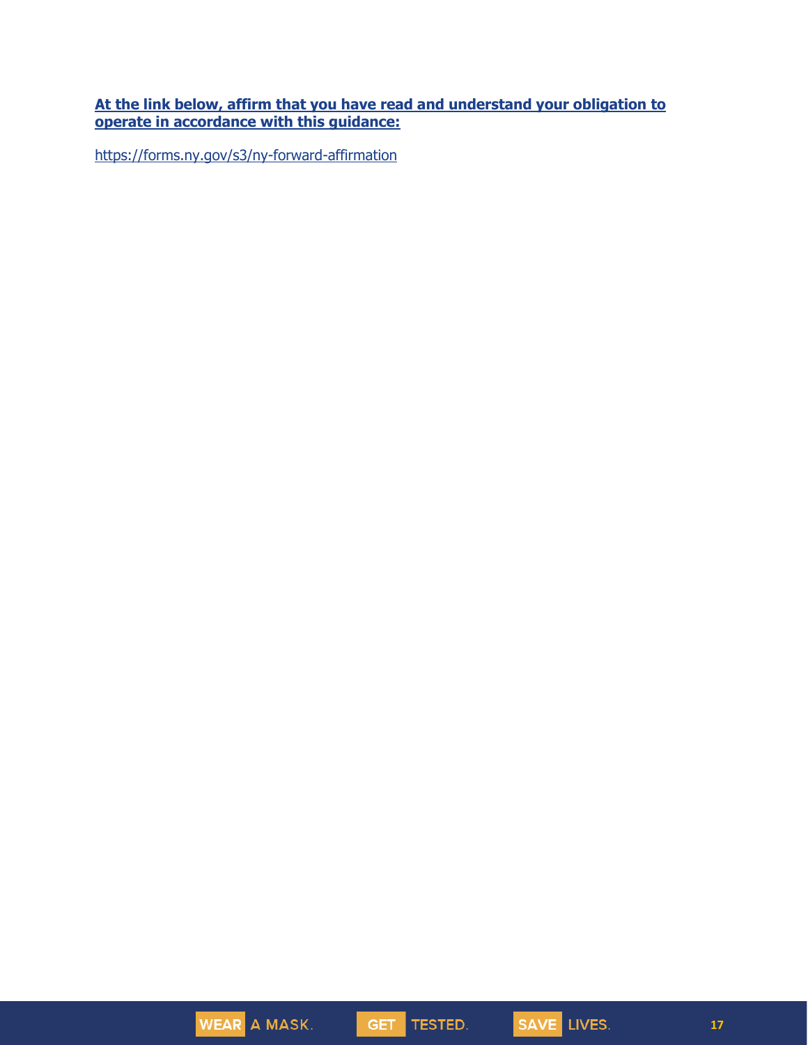**At the link below, affirm that you have read and understand your obligation to operate in accordance with this guidance:**

https://forms.ny.gov/s3/ny-forward-affirmation